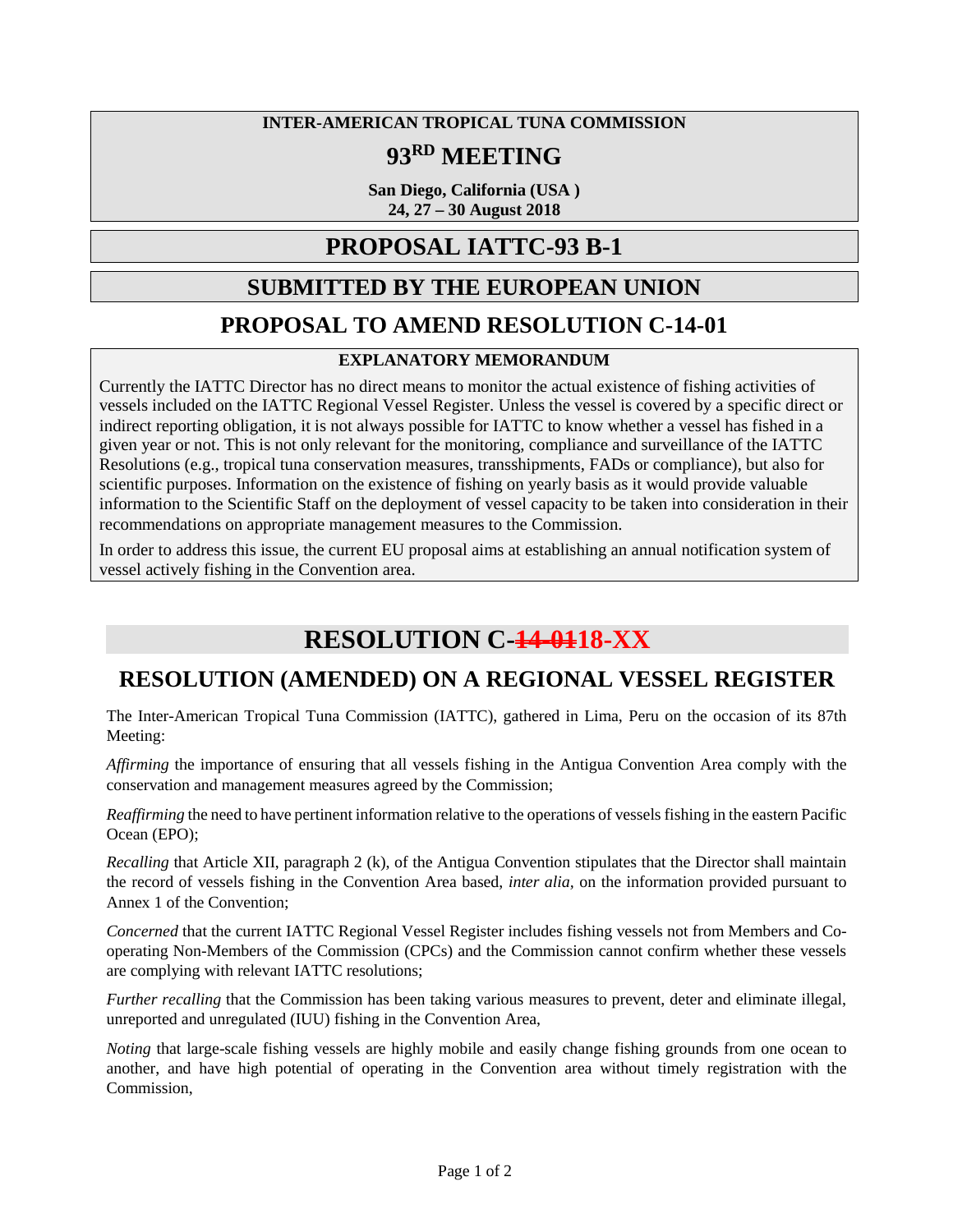**INTER-AMERICAN TROPICAL TUNA COMMISSION**

# 93RD MEETING

**San Diego, California (USA )**
**24, 27 – 30 August 2018**

# PROPOSAL IATTC-93 B-1

## SUBMITTED BY THE EUROPEAN UNION

## PROPOSAL TO AMEND RESOLUTION C-14-01

**EXPLANATORY MEMORANDUM**

Currently the IATTC Director has no direct means to monitor the actual existence of fishing activities of vessels included on the IATTC Regional Vessel Register. Unless the vessel is covered by a specific direct or indirect reporting obligation, it is not always possible for IATTC to know whether a vessel has fished in a given year or not. This is not only relevant for the monitoring, compliance and surveillance of the IATTC Resolutions (e.g., tropical tuna conservation measures, transshipments, FADs or compliance), but also for scientific purposes. Information on the existence of fishing on yearly basis as it would provide valuable information to the Scientific Staff on the deployment of vessel capacity to be taken into consideration in their recommendations on appropriate management measures to the Commission.

In order to address this issue, the current EU proposal aims at establishing an annual notification system of vessel actively fishing in the Convention area.

# RESOLUTION C-~~14-01~~18-XX

## RESOLUTION (AMENDED) ON A REGIONAL VESSEL REGISTER

The Inter-American Tropical Tuna Commission (IATTC), gathered in Lima, Peru on the occasion of its 87th Meeting:

*Affirming* the importance of ensuring that all vessels fishing in the Antigua Convention Area comply with the conservation and management measures agreed by the Commission;

*Reaffirming* the need to have pertinent information relative to the operations of vessels fishing in the eastern Pacific Ocean (EPO);

*Recalling* that Article XII, paragraph 2 (k), of the Antigua Convention stipulates that the Director shall maintain the record of vessels fishing in the Convention Area based, *inter alia*, on the information provided pursuant to Annex 1 of the Convention;

*Concerned* that the current IATTC Regional Vessel Register includes fishing vessels not from Members and Co-operating Non-Members of the Commission (CPCs) and the Commission cannot confirm whether these vessels are complying with relevant IATTC resolutions;

*Further recalling* that the Commission has been taking various measures to prevent, deter and eliminate illegal, unreported and unregulated (IUU) fishing in the Convention Area,

*Noting* that large-scale fishing vessels are highly mobile and easily change fishing grounds from one ocean to another, and have high potential of operating in the Convention area without timely registration with the Commission,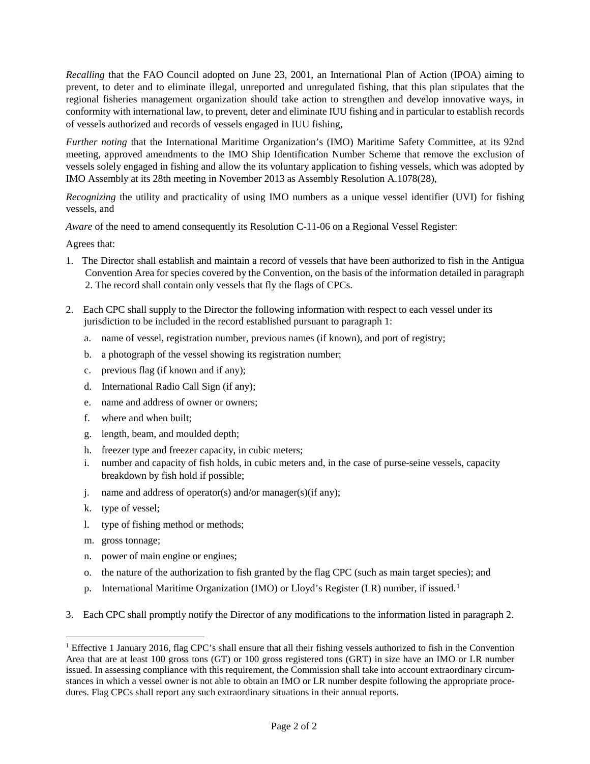*Recalling* that the FAO Council adopted on June 23, 2001, an International Plan of Action (IPOA) aiming to prevent, to deter and to eliminate illegal, unreported and unregulated fishing, that this plan stipulates that the regional fisheries management organization should take action to strengthen and develop innovative ways, in conformity with international law, to prevent, deter and eliminate IUU fishing and in particular to establish records of vessels authorized and records of vessels engaged in IUU fishing,

*Further noting* that the International Maritime Organization's (IMO) Maritime Safety Committee, at its 92nd meeting, approved amendments to the IMO Ship Identification Number Scheme that remove the exclusion of vessels solely engaged in fishing and allow the its voluntary application to fishing vessels, which was adopted by IMO Assembly at its 28th meeting in November 2013 as Assembly Resolution A.1078(28),

*Recognizing* the utility and practicality of using IMO numbers as a unique vessel identifier (UVI) for fishing vessels, and

*Aware* of the need to amend consequently its Resolution C-11-06 on a Regional Vessel Register:

Agrees that:

1. The Director shall establish and maintain a record of vessels that have been authorized to fish in the Antigua Convention Area for species covered by the Convention, on the basis of the information detailed in paragraph 2. The record shall contain only vessels that fly the flags of CPCs.

2. Each CPC shall supply to the Director the following information with respect to each vessel under its jurisdiction to be included in the record established pursuant to paragraph 1:

   a. name of vessel, registration number, previous names (if known), and port of registry;
   b. a photograph of the vessel showing its registration number;
   c. previous flag (if known and if any);
   d. International Radio Call Sign (if any);
   e. name and address of owner or owners;
   f. where and when built;
   g. length, beam, and moulded depth;
   h. freezer type and freezer capacity, in cubic meters;
   i. number and capacity of fish holds, in cubic meters and, in the case of purse-seine vessels, capacity breakdown by fish hold if possible;
   j. name and address of operator(s) and/or manager(s)(if any);
   k. type of vessel;
   l. type of fishing method or methods;
   m. gross tonnage;
   n. power of main engine or engines;
   o. the nature of the authorization to fish granted by the flag CPC (such as main target species); and
   p. International Maritime Organization (IMO) or Lloyd's Register (LR) number, if issued.[1]

3. Each CPC shall promptly notify the Director of any modifications to the information listed in paragraph 2.

---

[1] Effective 1 January 2016, flag CPC's shall ensure that all their fishing vessels authorized to fish in the Convention Area that are at least 100 gross tons (GT) or 100 gross registered tons (GRT) in size have an IMO or LR number issued. In assessing compliance with this requirement, the Commission shall take into account extraordinary circumstances in which a vessel owner is not able to obtain an IMO or LR number despite following the appropriate procedures. Flag CPCs shall report any such extraordinary situations in their annual reports.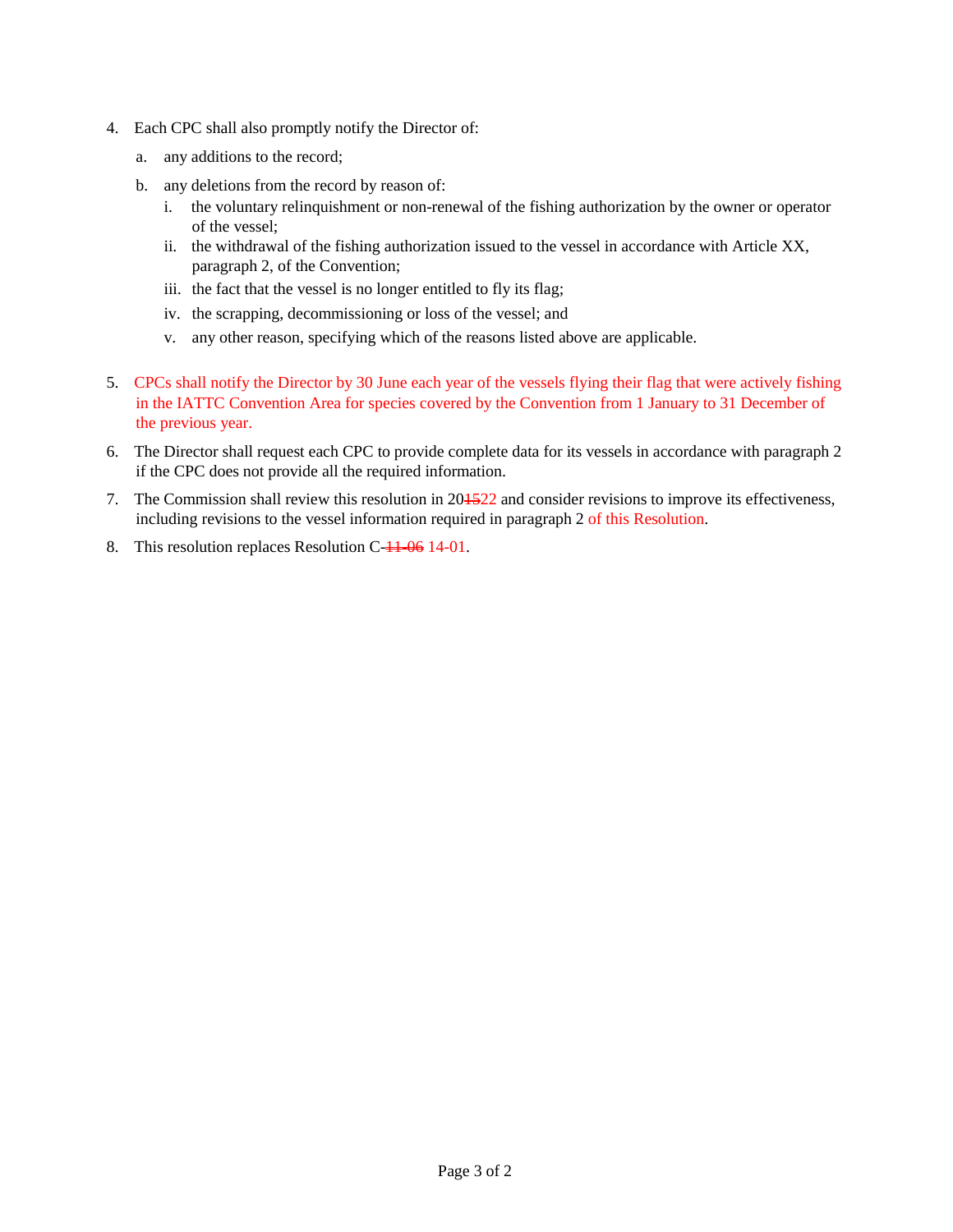4. Each CPC shall also promptly notify the Director of:

   a. any additions to the record;

   b. any deletions from the record by reason of:

      i. the voluntary relinquishment or non-renewal of the fishing authorization by the owner or operator of the vessel;

      ii. the withdrawal of the fishing authorization issued to the vessel in accordance with Article XX, paragraph 2, of the Convention;

      iii. the fact that the vessel is no longer entitled to fly its flag;

      iv. the scrapping, decommissioning or loss of the vessel; and

      v. any other reason, specifying which of the reasons listed above are applicable.

5. CPCs shall notify the Director by 30 June each year of the vessels flying their flag that were actively fishing in the IATTC Convention Area for species covered by the Convention from 1 January to 31 December of the previous year.

6. The Director shall request each CPC to provide complete data for its vessels in accordance with paragraph 2 if the CPC does not provide all the required information.

7. The Commission shall review this resolution in 20~~15~~22 and consider revisions to improve its effectiveness, including revisions to the vessel information required in paragraph 2 of this Resolution.

8. This resolution replaces Resolution C-~~11-06~~ 14-01.